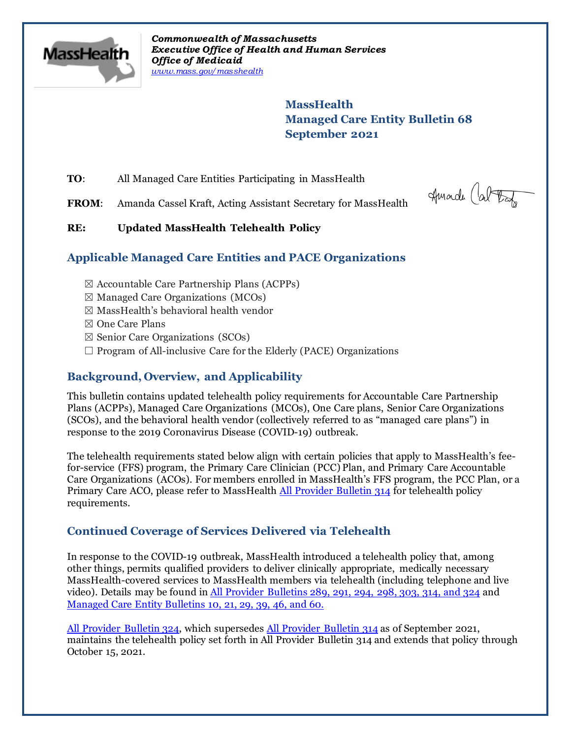*Commonwealth of Massachusetts*
*Executive Office of Health and Human Services*
*Office of Medicaid*
*www.mass.gov/masshealth*

**MassHealth**
**Managed Care Entity Bulletin 68**
**September 2021**

**TO**: All Managed Care Entities Participating in MassHealth

**FROM**: Amanda Cassel Kraft, Acting Assistant Secretary for MassHealth

**RE: Updated MassHealth Telehealth Policy**

## Applicable Managed Care Entities and PACE Organizations

☒ Accountable Care Partnership Plans (ACPPs)
☒ Managed Care Organizations (MCOs)
☒ MassHealth's behavioral health vendor
☒ One Care Plans
☒ Senior Care Organizations (SCOs)
☐ Program of All-inclusive Care for the Elderly (PACE) Organizations

## Background, Overview, and Applicability

This bulletin contains updated telehealth policy requirements for Accountable Care Partnership Plans (ACPPs), Managed Care Organizations (MCOs), One Care plans, Senior Care Organizations (SCOs), and the behavioral health vendor (collectively referred to as "managed care plans") in response to the 2019 Coronavirus Disease (COVID-19) outbreak.

The telehealth requirements stated below align with certain policies that apply to MassHealth's fee-for-service (FFS) program, the Primary Care Clinician (PCC) Plan, and Primary Care Accountable Care Organizations (ACOs). For members enrolled in MassHealth's FFS program, the PCC Plan, or a Primary Care ACO, please refer to MassHealth All Provider Bulletin 314 for telehealth policy requirements.

## Continued Coverage of Services Delivered via Telehealth

In response to the COVID-19 outbreak, MassHealth introduced a telehealth policy that, among other things, permits qualified providers to deliver clinically appropriate, medically necessary MassHealth-covered services to MassHealth members via telehealth (including telephone and live video). Details may be found in All Provider Bulletins 289, 291, 294, 298, 303, 314, and 324 and Managed Care Entity Bulletins 10, 21, 29, 39, 46, and 60.

All Provider Bulletin 324, which supersedes All Provider Bulletin 314 as of September 2021, maintains the telehealth policy set forth in All Provider Bulletin 314 and extends that policy through October 15, 2021.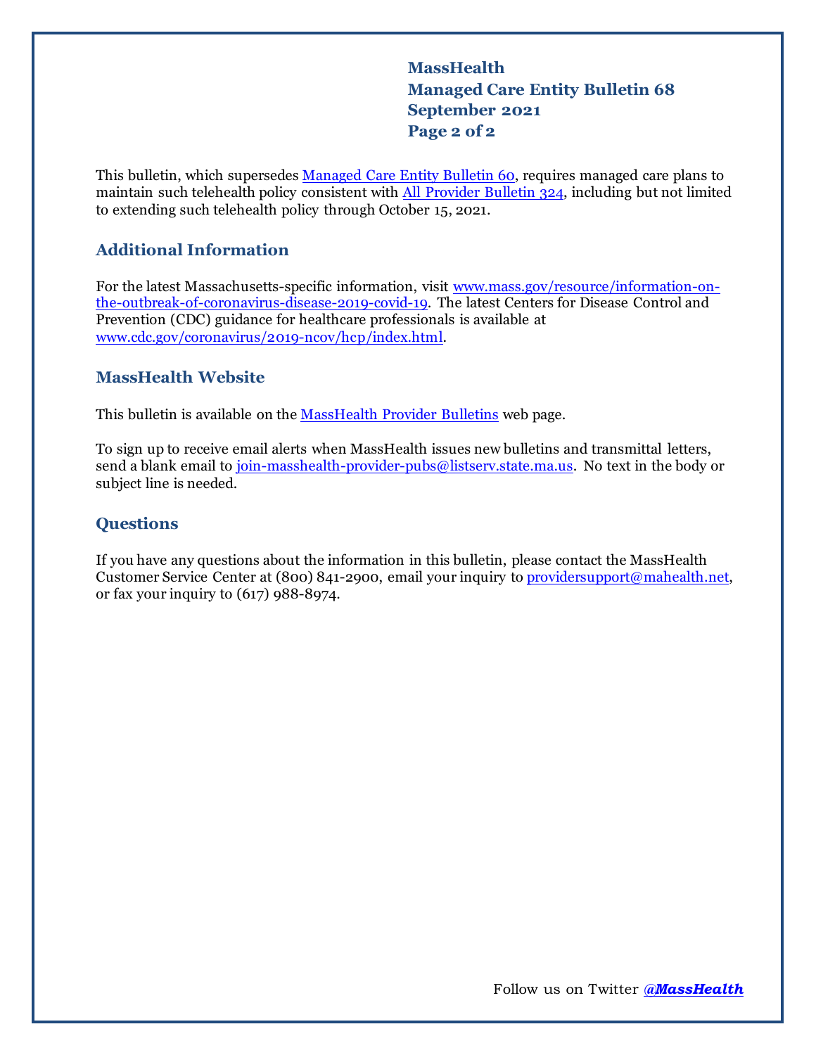This bulletin, which supersedes Managed Care Entity Bulletin 60, requires managed care plans to maintain such telehealth policy consistent with All Provider Bulletin 324, including but not limited to extending such telehealth policy through October 15, 2021.

## Additional Information

For the latest Massachusetts-specific information, visit www.mass.gov/resource/information-on-the-outbreak-of-coronavirus-disease-2019-covid-19. The latest Centers for Disease Control and Prevention (CDC) guidance for healthcare professionals is available at www.cdc.gov/coronavirus/2019-ncov/hcp/index.html.

## MassHealth Website

This bulletin is available on the MassHealth Provider Bulletins web page.

To sign up to receive email alerts when MassHealth issues new bulletins and transmittal letters, send a blank email to join-masshealth-provider-pubs@listserv.state.ma.us. No text in the body or subject line is needed.

## Questions

If you have any questions about the information in this bulletin, please contact the MassHealth Customer Service Center at (800) 841-2900, email your inquiry to providersupport@mahealth.net, or fax your inquiry to (617) 988-8974.

Follow us on Twitter ***@MassHealth***